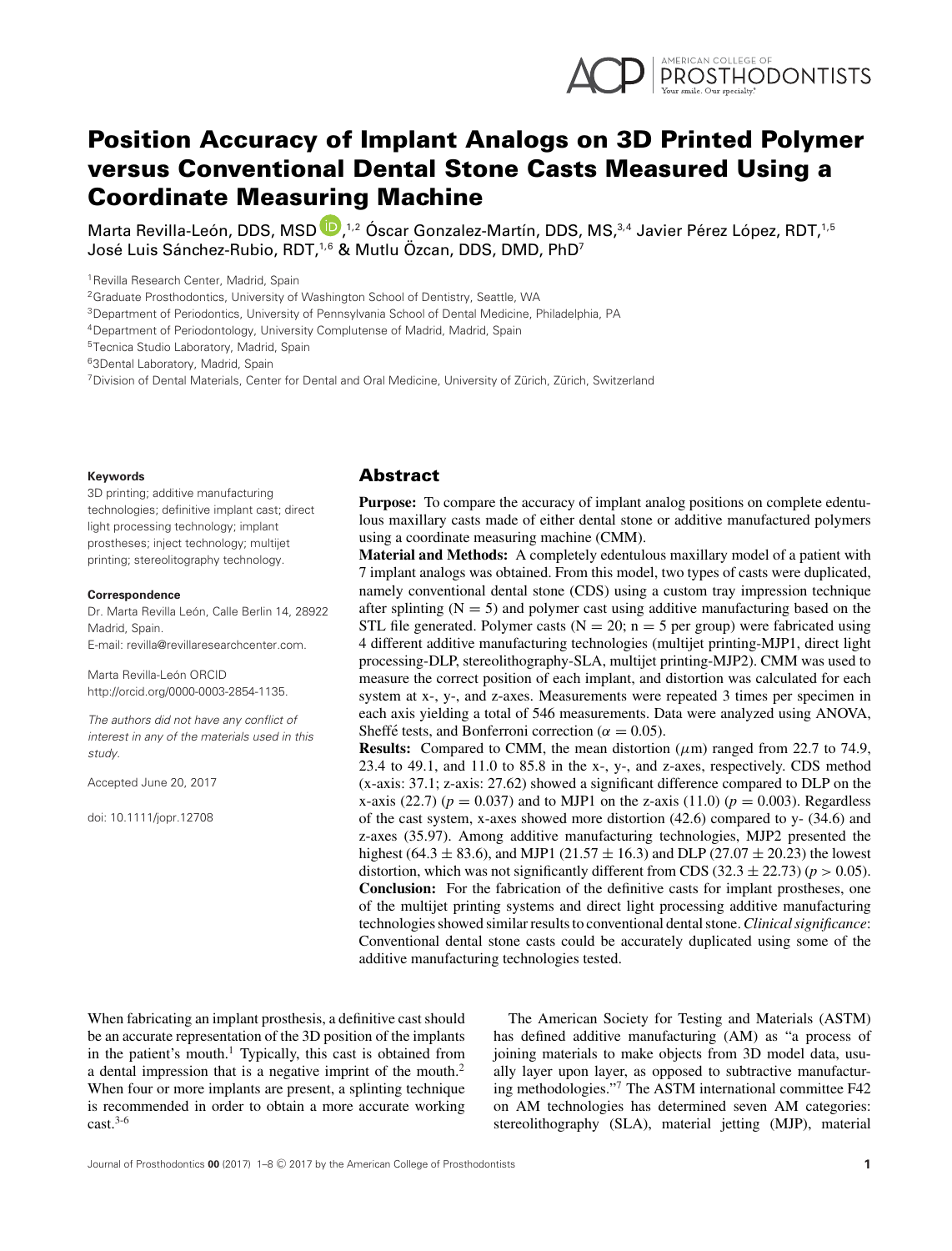# Position Accuracy of Implant Analogs on 3D Printed Polymer versus Conventional Dental Stone Casts Measured Using a Coordinate Measuring Machine

Marta Revilla-León, DDS, MSD,[1,2] Óscar Gonzalez-Martín, DDS, MS,[3,4] Javier Pérez López, RDT,[1,5] José Luis Sánchez-Rubio, RDT,[1,6] & Mutlu Özcan, DDS, DMD, PhD[7]

[1]Revilla Research Center, Madrid, Spain
[2]Graduate Prosthodontics, University of Washington School of Dentistry, Seattle, WA
[3]Department of Periodontics, University of Pennsylvania School of Dental Medicine, Philadelphia, PA
[4]Department of Periodontology, University Complutense of Madrid, Madrid, Spain
[5]Tecnica Studio Laboratory, Madrid, Spain
[6]3Dental Laboratory, Madrid, Spain
[7]Division of Dental Materials, Center for Dental and Oral Medicine, University of Zürich, Zürich, Switzerland

**Keywords**
3D printing; additive manufacturing technologies; definitive implant cast; direct light processing technology; implant prostheses; inject technology; multijet printing; stereolitography technology.

**Correspondence**
Dr. Marta Revilla León, Calle Berlin 14, 28922 Madrid, Spain.
E-mail: revilla@revillaresearchcenter.com.

Marta Revilla-León ORCID
http://orcid.org/0000-0003-2854-1135.

*The authors did not have any conflict of interest in any of the materials used in this study.*

Accepted June 20, 2017

doi: 10.1111/jopr.12708

## Abstract

**Purpose:** To compare the accuracy of implant analog positions on complete edentulous maxillary casts made of either dental stone or additive manufactured polymers using a coordinate measuring machine (CMM).

**Material and Methods:** A completely edentulous maxillary model of a patient with 7 implant analogs was obtained. From this model, two types of casts were duplicated, namely conventional dental stone (CDS) using a custom tray impression technique after splinting ($N = 5$) and polymer cast using additive manufacturing based on the STL file generated. Polymer casts ($N = 20$; $n = 5$ per group) were fabricated using 4 different additive manufacturing technologies (multijet printing-MJP1, direct light processing-DLP, stereolithography-SLA, multijet printing-MJP2). CMM was used to measure the correct position of each implant, and distortion was calculated for each system at x-, y-, and z-axes. Measurements were repeated 3 times per specimen in each axis yielding a total of 546 measurements. Data were analyzed using ANOVA, Sheffé tests, and Bonferroni correction ($\alpha = 0.05$).

**Results:** Compared to CMM, the mean distortion ($\mu$m) ranged from 22.7 to 74.9, 23.4 to 49.1, and 11.0 to 85.8 in the x-, y-, and z-axes, respectively. CDS method (x-axis: 37.1; z-axis: 27.62) showed a significant difference compared to DLP on the x-axis (22.7) ($p = 0.037$) and to MJP1 on the z-axis (11.0) ($p = 0.003$). Regardless of the cast system, x-axes showed more distortion (42.6) compared to y- (34.6) and z-axes (35.97). Among additive manufacturing technologies, MJP2 presented the highest ($64.3 \pm 83.6$), and MJP1 ($21.57 \pm 16.3$) and DLP ($27.07 \pm 20.23$) the lowest distortion, which was not significantly different from CDS ($32.3 \pm 22.73$) ($p > 0.05$).

**Conclusion:** For the fabrication of the definitive casts for implant prostheses, one of the multijet printing systems and direct light processing additive manufacturing technologies showed similar results to conventional dental stone. *Clinical significance*: Conventional dental stone casts could be accurately duplicated using some of the additive manufacturing technologies tested.

When fabricating an implant prosthesis, a definitive cast should be an accurate representation of the 3D position of the implants in the patient's mouth.[1] Typically, this cast is obtained from a dental impression that is a negative imprint of the mouth.[2] When four or more implants are present, a splinting technique is recommended in order to obtain a more accurate working cast.[3-6]

The American Society for Testing and Materials (ASTM) has defined additive manufacturing (AM) as "a process of joining materials to make objects from 3D model data, usually layer upon layer, as opposed to subtractive manufacturing methodologies."[7] The ASTM international committee F42 on AM technologies has determined seven AM categories: stereolithography (SLA), material jetting (MJP), material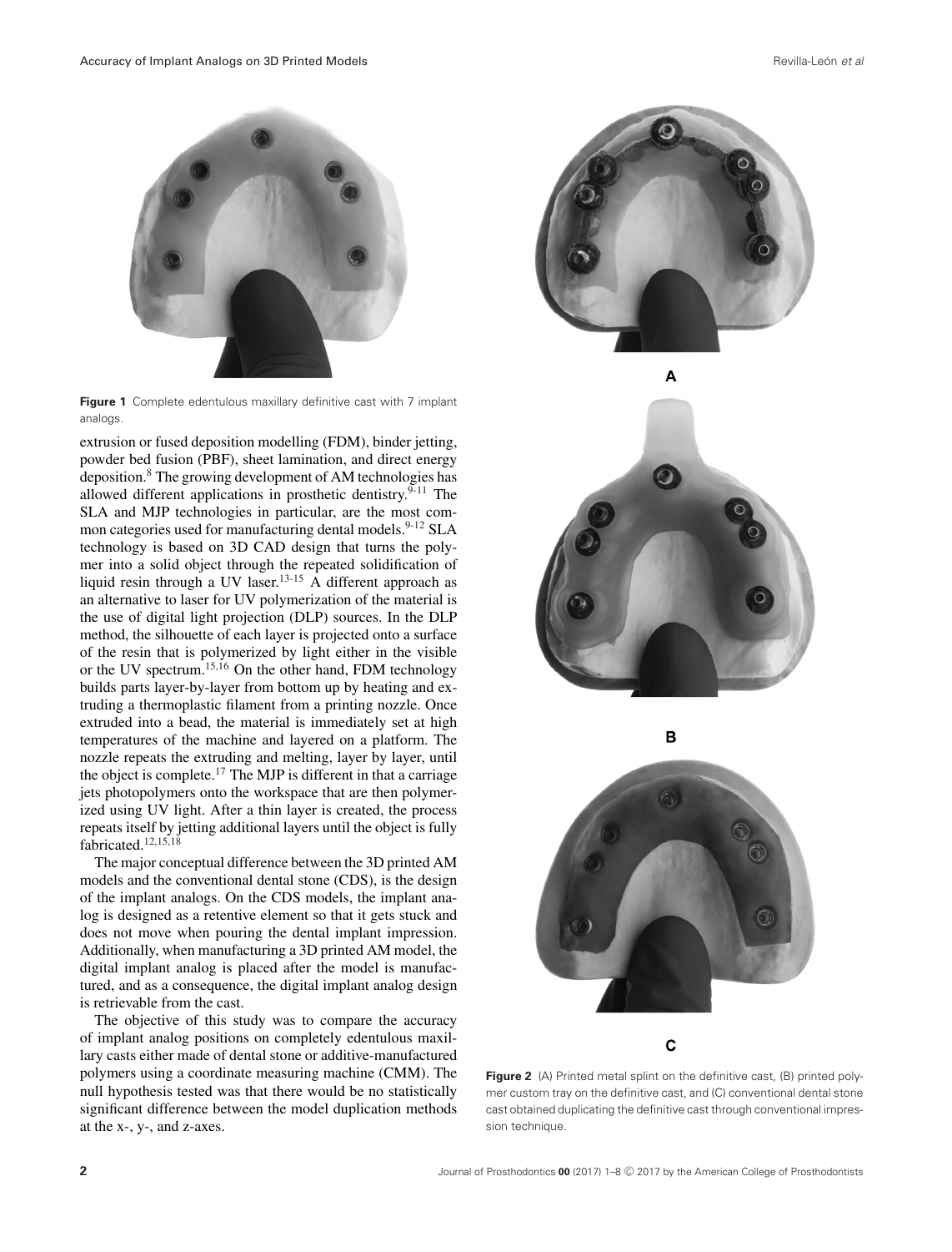**Figure 1** Complete edentulous maxillary definitive cast with 7 implant analogs.

extrusion or fused deposition modelling (FDM), binder jetting, powder bed fusion (PBF), sheet lamination, and direct energy deposition.[8] The growing development of AM technologies has allowed different applications in prosthetic dentistry.[9-11] The SLA and MJP technologies in particular, are the most common categories used for manufacturing dental models.[9-12] SLA technology is based on 3D CAD design that turns the polymer into a solid object through the repeated solidification of liquid resin through a UV laser.[13-15] A different approach as an alternative to laser for UV polymerization of the material is the use of digital light projection (DLP) sources. In the DLP method, the silhouette of each layer is projected onto a surface of the resin that is polymerized by light either in the visible or the UV spectrum.[15,16] On the other hand, FDM technology builds parts layer-by-layer from bottom up by heating and extruding a thermoplastic filament from a printing nozzle. Once extruded into a bead, the material is immediately set at high temperatures of the machine and layered on a platform. The nozzle repeats the extruding and melting, layer by layer, until the object is complete.[17] The MJP is different in that a carriage jets photopolymers onto the workspace that are then polymerized using UV light. After a thin layer is created, the process repeats itself by jetting additional layers until the object is fully fabricated.[12,15,18]

The major conceptual difference between the 3D printed AM models and the conventional dental stone (CDS), is the design of the implant analogs. On the CDS models, the implant analog is designed as a retentive element so that it gets stuck and does not move when pouring the dental implant impression. Additionally, when manufacturing a 3D printed AM model, the digital implant analog is placed after the model is manufactured, and as a consequence, the digital implant analog design is retrievable from the cast.

The objective of this study was to compare the accuracy of implant analog positions on completely edentulous maxillary casts either made of dental stone or additive-manufactured polymers using a coordinate measuring machine (CMM). The null hypothesis tested was that there would be no statistically significant difference between the model duplication methods at the x-, y-, and z-axes.

**Figure 2** (A) Printed metal splint on the definitive cast, (B) printed polymer custom tray on the definitive cast, and (C) conventional dental stone cast obtained duplicating the definitive cast through conventional impression technique.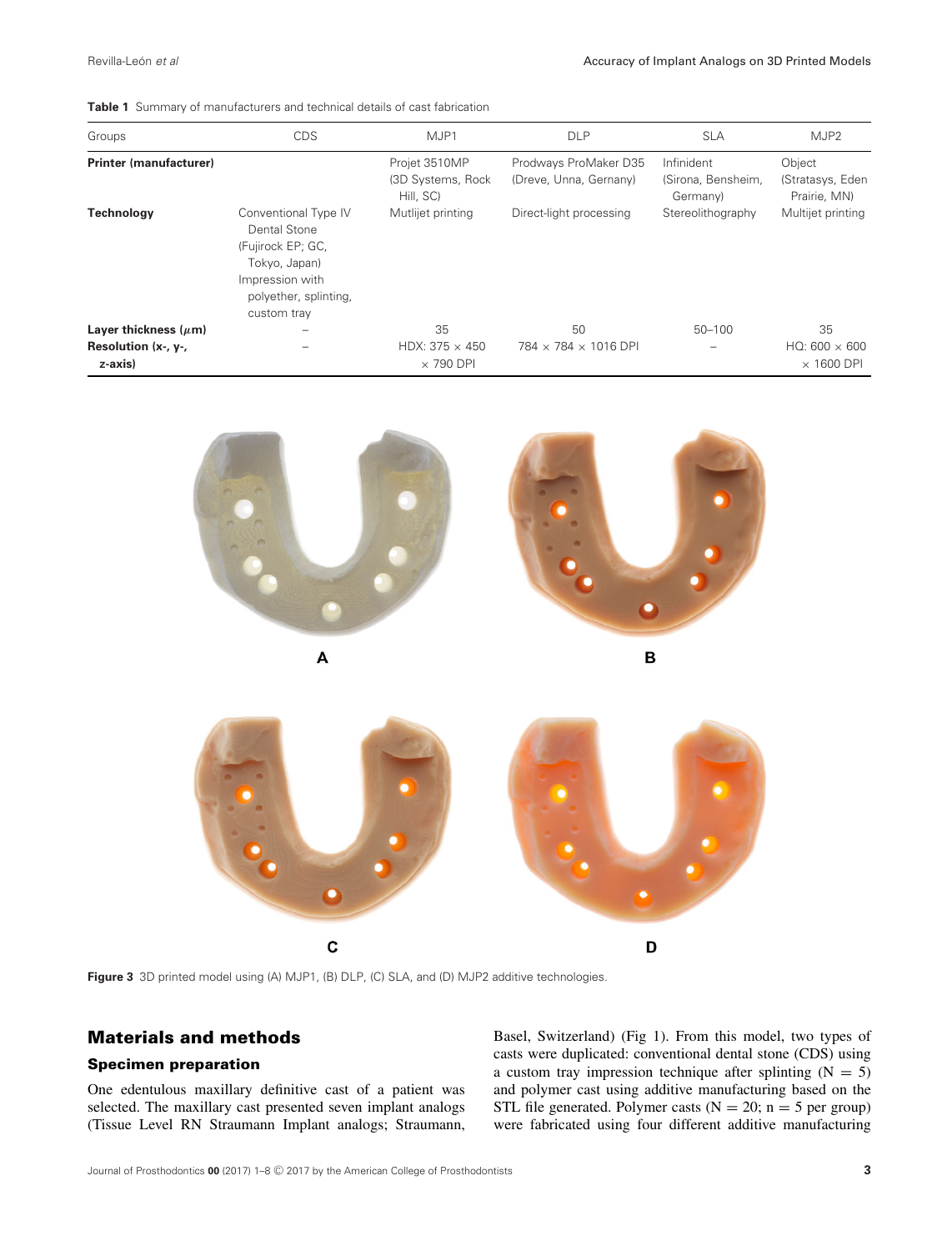**Table 1** Summary of manufacturers and technical details of cast fabrication

| Groups | CDS | MJP1 | DLP | SLA | MJP2 |
|---|---|---|---|---|---|
| **Printer (manufacturer)** | | Projet 3510MP (3D Systems, Rock Hill, SC) | Prodways ProMaker D35 (Dreve, Unna, Gernany) | Infinident (Sirona, Bensheim, Germany) | Object (Stratasys, Eden Prairie, MN) |
| **Technology** | Conventional Type IV Dental Stone (Fujirock EP; GC, Tokyo, Japan) Impression with polyether, splinting, custom tray | Mutlijet printing | Direct-light processing | Stereolithography | Multijet printing |
| **Layer thickness ($\mu$m)** | – | 35 | 50 | 50–100 | 35 |
| **Resolution (x-, y-, z-axis)** | – | HDX: 375 × 450 × 790 DPI | 784 × 784 × 1016 DPI | – | HQ: 600 × 600 × 1600 DPI |

**Figure 3** 3D printed model using (A) MJP1, (B) DLP, (C) SLA, and (D) MJP2 additive technologies.

## Materials and methods

### Specimen preparation

One edentulous maxillary definitive cast of a patient was selected. The maxillary cast presented seven implant analogs (Tissue Level RN Straumann Implant analogs; Straumann, Basel, Switzerland) (Fig 1). From this model, two types of casts were duplicated: conventional dental stone (CDS) using a custom tray impression technique after splinting (N = 5) and polymer cast using additive manufacturing based on the STL file generated. Polymer casts (N = 20; n = 5 per group) were fabricated using four different additive manufacturing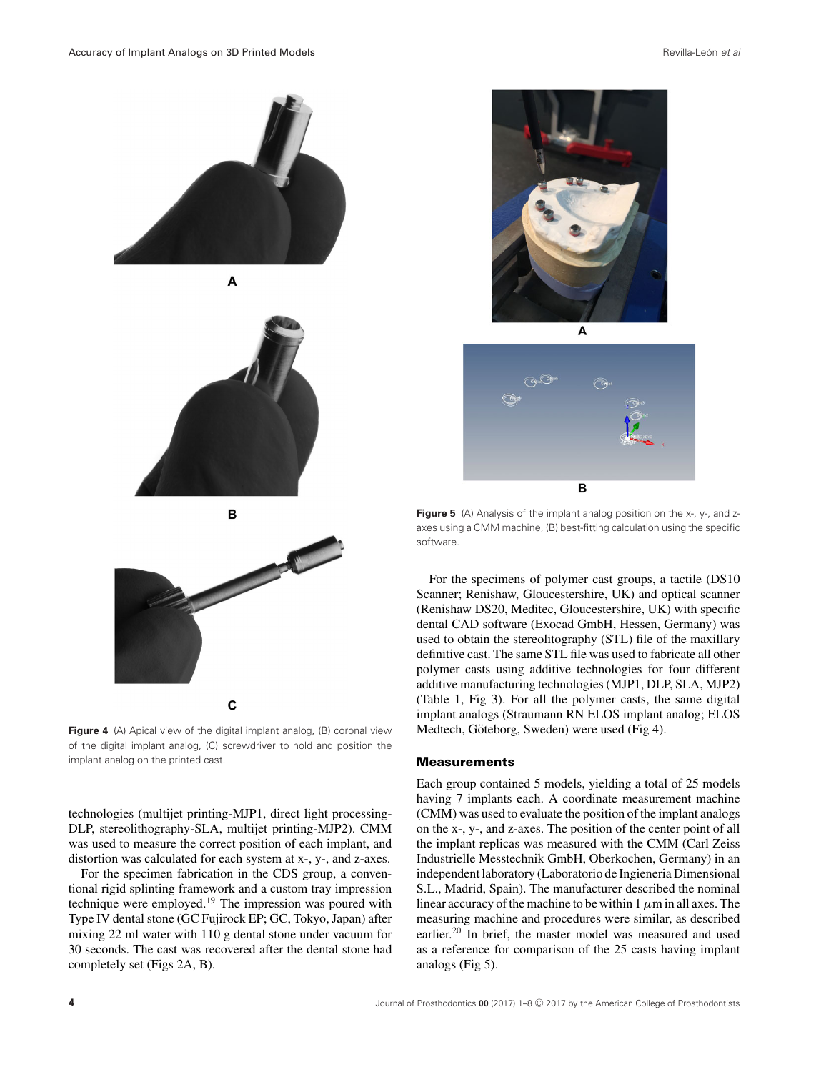Figure 4 (A) Apical view of the digital implant analog, (B) coronal view of the digital implant analog, (C) screwdriver to hold and position the implant analog on the printed cast.

technologies (multijet printing-MJP1, direct light processing-DLP, stereolithography-SLA, multijet printing-MJP2). CMM was used to measure the correct position of each implant, and distortion was calculated for each system at x-, y-, and z-axes.

For the specimen fabrication in the CDS group, a conventional rigid splinting framework and a custom tray impression technique were employed.[19] The impression was poured with Type IV dental stone (GC Fujirock EP; GC, Tokyo, Japan) after mixing 22 ml water with 110 g dental stone under vacuum for 30 seconds. The cast was recovered after the dental stone had completely set (Figs 2A, B).

Figure 5 (A) Analysis of the implant analog position on the x-, y-, and z-axes using a CMM machine, (B) best-fitting calculation using the specific software.

For the specimens of polymer cast groups, a tactile (DS10 Scanner; Renishaw, Gloucestershire, UK) and optical scanner (Renishaw DS20, Meditec, Gloucestershire, UK) with specific dental CAD software (Exocad GmbH, Hessen, Germany) was used to obtain the stereolitography (STL) file of the maxillary definitive cast. The same STL file was used to fabricate all other polymer casts using additive technologies for four different additive manufacturing technologies (MJP1, DLP, SLA, MJP2) (Table 1, Fig 3). For all the polymer casts, the same digital implant analogs (Straumann RN ELOS implant analog; ELOS Medtech, Göteborg, Sweden) were used (Fig 4).

## Measurements

Each group contained 5 models, yielding a total of 25 models having 7 implants each. A coordinate measurement machine (CMM) was used to evaluate the position of the implant analogs on the x-, y-, and z-axes. The position of the center point of all the implant replicas was measured with the CMM (Carl Zeiss Industrielle Messtechnik GmbH, Oberkochen, Germany) in an independent laboratory (Laboratorio de Ingenieria Dimensional S.L., Madrid, Spain). The manufacturer described the nominal linear accuracy of the machine to be within 1 $\mu$m in all axes. The measuring machine and procedures were similar, as described earlier.[20] In brief, the master model was measured and used as a reference for comparison of the 25 casts having implant analogs (Fig 5).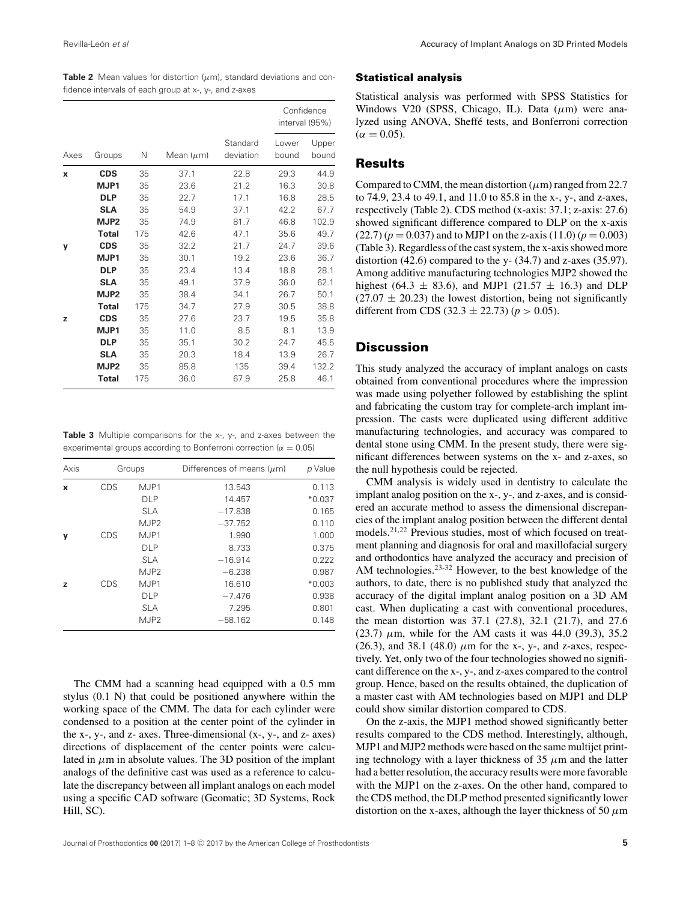**Table 2** Mean values for distortion ($\mu$m), standard deviations and confidence intervals of each group at x-, y-, and z-axes

| Axes | Groups | N | Mean ($\mu$m) | Standard deviation | Confidence interval (95%) | |
|---|---|---|---|---|---|---|
| | | | | | Lower bound | Upper bound |
| **x** | **CDS** | 35 | 37.1 | 22.8 | 29.3 | 44.9 |
| | **MJP1** | 35 | 23.6 | 21.2 | 16.3 | 30.8 |
| | **DLP** | 35 | 22.7 | 17.1 | 16.8 | 28.5 |
| | **SLA** | 35 | 54.9 | 37.1 | 42.2 | 67.7 |
| | **MJP2** | 35 | 74.9 | 81.7 | 46.8 | 102.9 |
| | **Total** | 175 | 42.6 | 47.1 | 35.6 | 49.7 |
| **y** | **CDS** | 35 | 32.2 | 21.7 | 24.7 | 39.6 |
| | **MJP1** | 35 | 30.1 | 19.2 | 23.6 | 36.7 |
| | **DLP** | 35 | 23.4 | 13.4 | 18.8 | 28.1 |
| | **SLA** | 35 | 49.1 | 37.9 | 36.0 | 62.1 |
| | **MJP2** | 35 | 38.4 | 34.1 | 26.7 | 50.1 |
| | **Total** | 175 | 34.7 | 27.9 | 30.5 | 38.8 |
| **z** | **CDS** | 35 | 27.6 | 23.7 | 19.5 | 35.8 |
| | **MJP1** | 35 | 11.0 | 8.5 | 8.1 | 13.9 |
| | **DLP** | 35 | 35.1 | 30.2 | 24.7 | 45.5 |
| | **SLA** | 35 | 20.3 | 18.4 | 13.9 | 26.7 |
| | **MJP2** | 35 | 85.8 | 135 | 39.4 | 132.2 |
| | **Total** | 175 | 36.0 | 67.9 | 25.8 | 46.1 |

**Table 3** Multiple comparisons for the x-, y-, and z-axes between the experimental groups according to Bonferroni correction ($\alpha = 0.05$)

| Axis | Groups | | Differences of means ($\mu$m) | *p* Value |
|---|---|---|---|---|
| **x** | CDS | MJP1 | 13.543 | 0.113 |
| | | DLP | 14.457 | *0.037 |
| | | SLA | −17.838 | 0.165 |
| | | MJP2 | −37.752 | 0.110 |
| **y** | CDS | MJP1 | 1.990 | 1.000 |
| | | DLP | 8.733 | 0.375 |
| | | SLA | −16.914 | 0.222 |
| | | MJP2 | −6.238 | 0.987 |
| **z** | CDS | MJP1 | 16.610 | *0.003 |
| | | DLP | −7.476 | 0.938 |
| | | SLA | 7.295 | 0.801 |
| | | MJP2 | −58.162 | 0.148 |

The CMM had a scanning head equipped with a 0.5 mm stylus (0.1 N) that could be positioned anywhere within the working space of the CMM. The data for each cylinder were condensed to a position at the center point of the cylinder in the x-, y-, and z- axes. Three-dimensional (x-, y-, and z- axes) directions of displacement of the center points were calculated in $\mu$m in absolute values. The 3D position of the implant analogs of the definitive cast was used as a reference to calculate the discrepancy between all implant analogs on each model using a specific CAD software (Geomatic; 3D Systems, Rock Hill, SC).

## Statistical analysis

Statistical analysis was performed with SPSS Statistics for Windows V20 (SPSS, Chicago, IL). Data ($\mu$m) were analyzed using ANOVA, Sheffé tests, and Bonferroni correction ($\alpha = 0.05$).

## Results

Compared to CMM, the mean distortion ($\mu$m) ranged from 22.7 to 74.9, 23.4 to 49.1, and 11.0 to 85.8 in the x-, y-, and z-axes, respectively (Table 2). CDS method (x-axis: 37.1; z-axis: 27.6) showed significant difference compared to DLP on the x-axis (22.7) ($p = 0.037$) and to MJP1 on the z-axis (11.0) ($p = 0.003$) (Table 3). Regardless of the cast system, the x-axis showed more distortion (42.6) compared to the y- (34.7) and z-axes (35.97). Among additive manufacturing technologies MJP2 showed the highest ($64.3 \pm 83.6$), and MJP1 ($21.57 \pm 16.3$) and DLP ($27.07 \pm 20.23$) the lowest distortion, being not significantly different from CDS ($32.3 \pm 22.73$) ($p > 0.05$).

## Discussion

This study analyzed the accuracy of implant analogs on casts obtained from conventional procedures where the impression was made using polyether followed by establishing the splint and fabricating the custom tray for complete-arch implant impression. The casts were duplicated using different additive manufacturing technologies, and accuracy was compared to dental stone using CMM. In the present study, there were significant differences between systems on the x- and z-axes, so the null hypothesis could be rejected.

CMM analysis is widely used in dentistry to calculate the implant analog position on the x-, y-, and z-axes, and is considered an accurate method to assess the dimensional discrepancies of the implant analog position between the different dental models.[21,22] Previous studies, most of which focused on treatment planning and diagnosis for oral and maxillofacial surgery and orthodontics have analyzed the accuracy and precision of AM technologies.[23-32] However, to the best knowledge of the authors, to date, there is no published study that analyzed the accuracy of the digital implant analog position on a 3D AM cast. When duplicating a cast with conventional procedures, the mean distortion was 37.1 (27.8), 32.1 (21.7), and 27.6 (23.7) $\mu$m, while for the AM casts it was 44.0 (39.3), 35.2 (26.3), and 38.1 (48.0) $\mu$m for the x-, y-, and z-axes, respectively. Yet, only two of the four technologies showed no significant difference on the x-, y-, and z-axes compared to the control group. Hence, based on the results obtained, the duplication of a master cast with AM technologies based on MJP1 and DLP could show similar distortion compared to CDS.

On the z-axis, the MJP1 method showed significantly better results compared to the CDS method. Interestingly, although, MJP1 and MJP2 methods were based on the same multijet printing technology with a layer thickness of 35 $\mu$m and the latter had a better resolution, the accuracy results were more favorable with the MJP1 on the z-axes. On the other hand, compared to the CDS method, the DLP method presented significantly lower distortion on the x-axes, although the layer thickness of 50 $\mu$m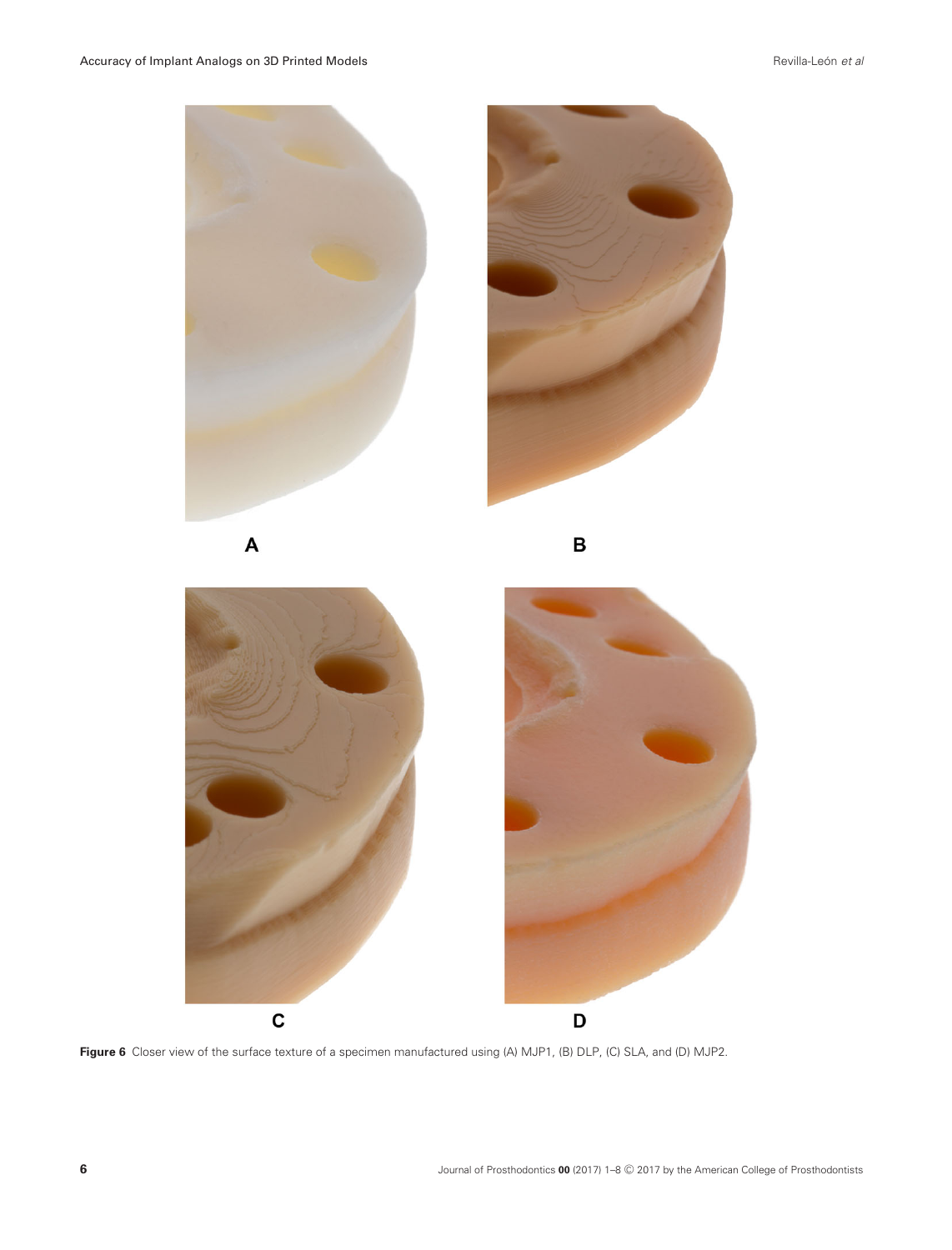A

B

C

D

**Figure 6** Closer view of the surface texture of a specimen manufactured using (A) MJP1, (B) DLP, (C) SLA, and (D) MJP2.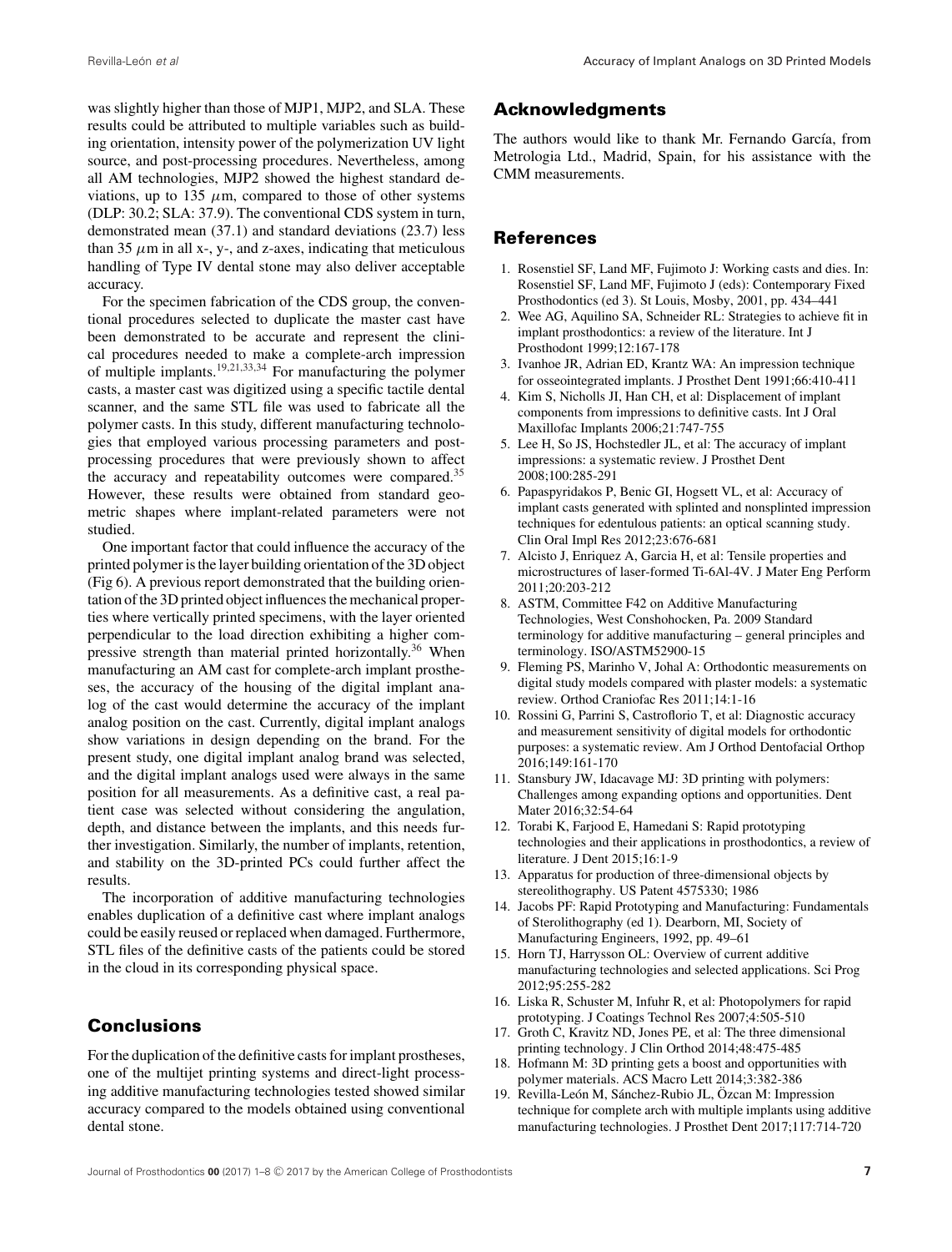was slightly higher than those of MJP1, MJP2, and SLA. These results could be attributed to multiple variables such as building orientation, intensity power of the polymerization UV light source, and post-processing procedures. Nevertheless, among all AM technologies, MJP2 showed the highest standard deviations, up to 135 $\mu$m, compared to those of other systems (DLP: 30.2; SLA: 37.9). The conventional CDS system in turn, demonstrated mean (37.1) and standard deviations (23.7) less than 35 $\mu$m in all x-, y-, and z-axes, indicating that meticulous handling of Type IV dental stone may also deliver acceptable accuracy.

For the specimen fabrication of the CDS group, the conventional procedures selected to duplicate the master cast have been demonstrated to be accurate and represent the clinical procedures needed to make a complete-arch impression of multiple implants.[19,21,33,34] For manufacturing the polymer casts, a master cast was digitized using a specific tactile dental scanner, and the same STL file was used to fabricate all the polymer casts. In this study, different manufacturing technologies that employed various processing parameters and post-processing procedures that were previously shown to affect the accuracy and repeatability outcomes were compared.[35] However, these results were obtained from standard geometric shapes where implant-related parameters were not studied.

One important factor that could influence the accuracy of the printed polymer is the layer building orientation of the 3D object (Fig 6). A previous report demonstrated that the building orientation of the 3D printed object influences the mechanical properties where vertically printed specimens, with the layer oriented perpendicular to the load direction exhibiting a higher compressive strength than material printed horizontally.[36] When manufacturing an AM cast for complete-arch implant prostheses, the accuracy of the housing of the digital implant analog of the cast would determine the accuracy of the implant analog position on the cast. Currently, digital implant analogs show variations in design depending on the brand. For the present study, one digital implant analog brand was selected, and the digital implant analogs used were always in the same position for all measurements. As a definitive cast, a real patient case was selected without considering the angulation, depth, and distance between the implants, and this needs further investigation. Similarly, the number of implants, retention, and stability on the 3D-printed PCs could further affect the results.

The incorporation of additive manufacturing technologies enables duplication of a definitive cast where implant analogs could be easily reused or replaced when damaged. Furthermore, STL files of the definitive casts of the patients could be stored in the cloud in its corresponding physical space.

## Conclusions

For the duplication of the definitive casts for implant prostheses, one of the multijet printing systems and direct-light processing additive manufacturing technologies tested showed similar accuracy compared to the models obtained using conventional dental stone.

## Acknowledgments

The authors would like to thank Mr. Fernando García, from Metrologia Ltd., Madrid, Spain, for his assistance with the CMM measurements.

## References

1. Rosenstiel SF, Land MF, Fujimoto J: Working casts and dies. In: Rosenstiel SF, Land MF, Fujimoto J (eds): Contemporary Fixed Prosthodontics (ed 3). St Louis, Mosby, 2001, pp. 434–441
2. Wee AG, Aquilino SA, Schneider RL: Strategies to achieve fit in implant prosthodontics: a review of the literature. Int J Prosthodont 1999;12:167-178
3. Ivanhoe JR, Adrian ED, Krantz WA: An impression technique for osseointegrated implants. J Prosthet Dent 1991;66:410-411
4. Kim S, Nicholls JI, Han CH, et al: Displacement of implant components from impressions to definitive casts. Int J Oral Maxillofac Implants 2006;21:747-755
5. Lee H, So JS, Hochstedler JL, et al: The accuracy of implant impressions: a systematic review. J Prosthet Dent 2008;100:285-291
6. Papaspyridakos P, Benic GI, Hogsett VL, et al: Accuracy of implant casts generated with splinted and nonsplinted impression techniques for edentulous patients: an optical scanning study. Clin Oral Impl Res 2012;23:676-681
7. Alcisto J, Enriquez A, Garcia H, et al: Tensile properties and microstructures of laser-formed Ti-6Al-4V. J Mater Eng Perform 2011;20:203-212
8. ASTM, Committee F42 on Additive Manufacturing Technologies, West Conshohocken, Pa. 2009 Standard terminology for additive manufacturing – general principles and terminology. ISO/ASTM52900-15
9. Fleming PS, Marinho V, Johal A: Orthodontic measurements on digital study models compared with plaster models: a systematic review. Orthod Craniofac Res 2011;14:1-16
10. Rossini G, Parrini S, Castroflorio T, et al: Diagnostic accuracy and measurement sensitivity of digital models for orthodontic purposes: a systematic review. Am J Orthod Dentofacial Orthop 2016;149:161-170
11. Stansbury JW, Idacavage MJ: 3D printing with polymers: Challenges among expanding options and opportunities. Dent Mater 2016;32:54-64
12. Torabi K, Farjood E, Hamedani S: Rapid prototyping technologies and their applications in prosthodontics, a review of literature. J Dent 2015;16:1-9
13. Apparatus for production of three-dimensional objects by stereolithography. US Patent 4575330; 1986
14. Jacobs PF: Rapid Prototyping and Manufacturing: Fundamentals of Sterolithography (ed 1). Dearborn, MI, Society of Manufacturing Engineers, 1992, pp. 49–61
15. Horn TJ, Harrysson OL: Overview of current additive manufacturing technologies and selected applications. Sci Prog 2012;95:255-282
16. Liska R, Schuster M, Infuhr R, et al: Photopolymers for rapid prototyping. J Coatings Technol Res 2007;4:505-510
17. Groth C, Kravitz ND, Jones PE, et al: The three dimensional printing technology. J Clin Orthod 2014;48:475-485
18. Hofmann M: 3D printing gets a boost and opportunities with polymer materials. ACS Macro Lett 2014;3:382-386
19. Revilla-León M, Sánchez-Rubio JL, Özcan M: Impression technique for complete arch with multiple implants using additive manufacturing technologies. J Prosthet Dent 2017;117:714-720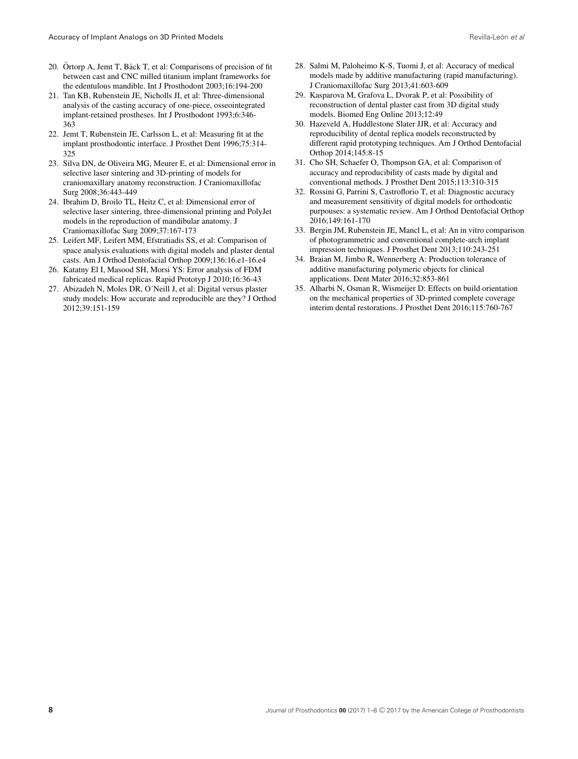20. Örtorp A, Jemt T, Bäck T, et al: Comparisons of precision of fit between cast and CNC milled titanium implant frameworks for the edentulous mandible. Int J Prosthodont 2003;16:194-200
21. Tan KB, Rubenstein JE, Nicholls JI, et al: Three-dimensional analysis of the casting accuracy of one-piece, osseointegrated implant-retained prostheses. Int J Prosthodont 1993;6:346-363
22. Jemt T, Rubenstein JE, Carlsson L, et al: Measuring fit at the implant prosthodontic interface. J Prosthet Dent 1996;75:314-325
23. Silva DN, de Oliveira MG, Meurer E, et al: Dimensional error in selective laser sintering and 3D-printing of models for craniomaxillary anatomy reconstruction. J Craniomaxillofac Surg 2008;36:443-449
24. Ibrahim D, Broilo TL, Heitz C, et al: Dimensional error of selective laser sintering, three-dimensional printing and PolyJet models in the reproduction of mandibular anatomy. J Craniomaxillofac Surg 2009;37:167-173
25. Leifert MF, Leifert MM, Efstratiadis SS, et al: Comparison of space analysis evaluations with digital models and plaster dental casts. Am J Orthod Dentofacial Orthop 2009;136:16.e1-16.e4
26. Katatny El I, Masood SH, Morsi YS: Error analysis of FDM fabricated medical replicas. Rapid Prototyp J 2010;16:36-43
27. Abizadeh N, Moles DR, O´Neill J, et al: Digital versus plaster study models: How accurate and reproducible are they? J Orthod 2012;39:151-159
28. Salmi M, Paloheimo K-S, Tuomi J, et al: Accuracy of medical models made by additive manufacturing (rapid manufacturing). J Craniomaxillofac Surg 2013;41:603-609
29. Kasparova M, Grafova L, Dvorak P, et al: Possibility of reconstruction of dental plaster cast from 3D digital study models. Biomed Eng Online 2013;12:49
30. Hazeveld A, Huddlestone Slater JJR, et al: Accuracy and reproducibility of dental replica models reconstructed by different rapid prototyping techniques. Am J Orthod Dentofacial Orthop 2014;145:8-15
31. Cho SH, Schaefer O, Thompson GA, et al: Comparison of accuracy and reproducibility of casts made by digital and conventional methods. J Prosthet Dent 2015;113:310-315
32. Rossini G, Parrini S, Castroflorio T, et al: Diagnostic accuracy and measurement sensitivity of digital models for orthodontic purpouses: a systematic review. Am J Orthod Dentofacial Orthop 2016;149:161-170
33. Bergin JM, Rubenstein JE, Mancl L, et al: An in vitro comparison of photogrammetric and conventional complete-arch implant impression techniques. J Prosthet Dent 2013;110:243-251
34. Braian M, Jimbo R, Wennerberg A: Production tolerance of additive manufacturing polymeric objects for clinical applications. Dent Mater 2016;32:853-861
35. Alharbi N, Osman R, Wismeijer D: Effects on build orientation on the mechanical properties of 3D-printed complete coverage interim dental restorations. J Prosthet Dent 2016;115:760-767